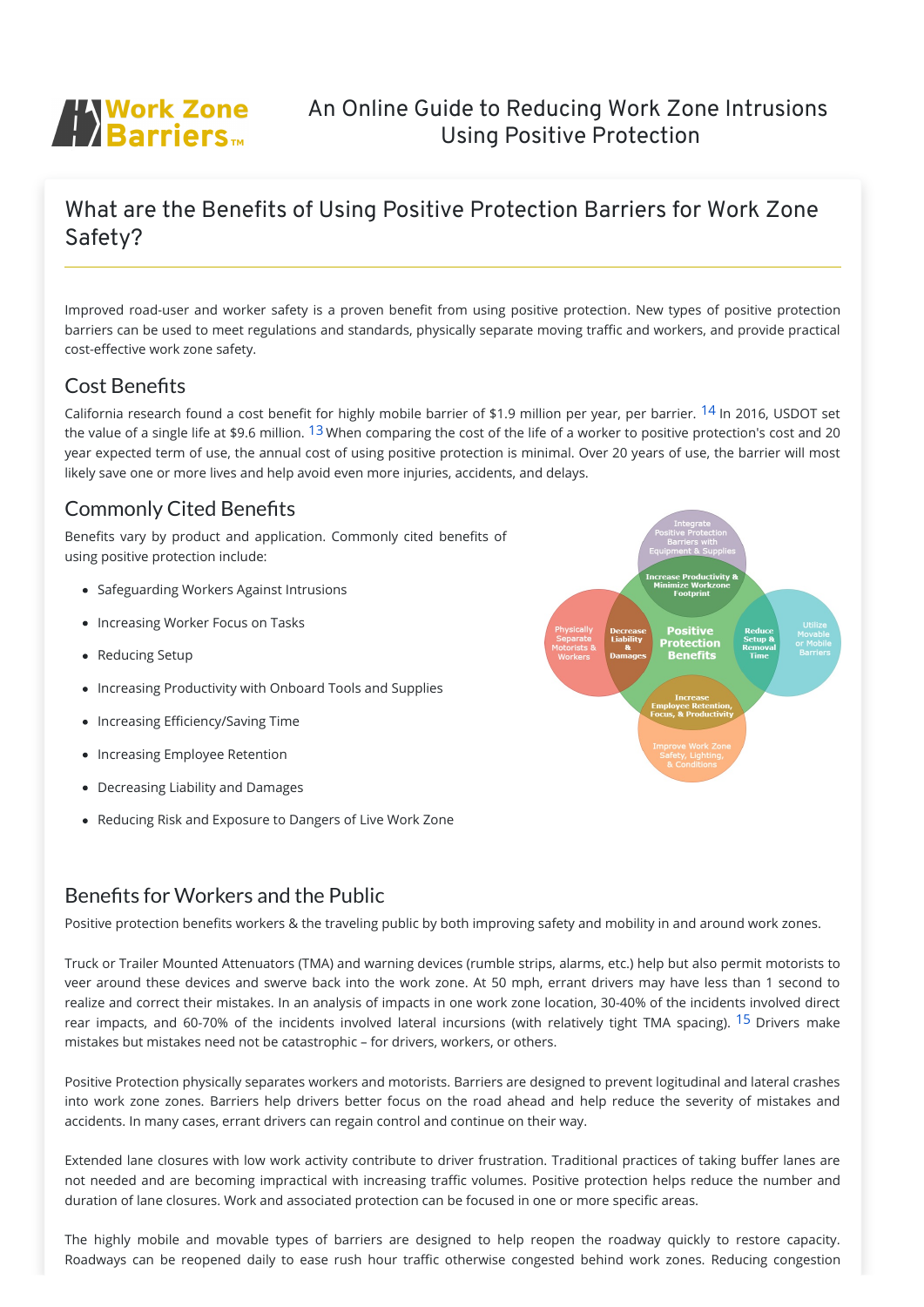Work Zone Barriers™

An Online Guide to Reducing Work Zone Intrusions Using Positive Protection

## What are the Benefits of Using Positive Protection Barriers for Work Zone Safety?

Improved road-user and worker safety is a proven benefit from using positive protection. New types of positive protection barriers can be used to meet regulations and standards, physically separate moving traffic and workers, and provide practical cost-effective work zone safety.

### Cost Benefits

California research found a cost benefit for highly mobile barrier of $1.9 million per year, per barrier. [14] In 2016, USDOT set the value of a single life at $9.6 million. [13] When comparing the cost of the life of a worker to positive protection's cost and 20 year expected term of use, the annual cost of using positive protection is minimal. Over 20 years of use, the barrier will most likely save one or more lives and help avoid even more injuries, accidents, and delays.

### Commonly Cited Benefits

Benefits vary by product and application. Commonly cited benefits of using positive protection include:

- Safeguarding Workers Against Intrusions
- Increasing Worker Focus on Tasks
- Reducing Setup
- Increasing Productivity with Onboard Tools and Supplies
- Increasing Efficiency/Saving Time
- Increasing Employee Retention
- Decreasing Liability and Damages
- Reducing Risk and Exposure to Dangers of Live Work Zone

### Benefits for Workers and the Public

Positive protection benefits workers & the traveling public by both improving safety and mobility in and around work zones.

Truck or Trailer Mounted Attenuators (TMA) and warning devices (rumble strips, alarms, etc.) help but also permit motorists to veer around these devices and swerve back into the work zone. At 50 mph, errant drivers may have less than 1 second to realize and correct their mistakes. In an analysis of impacts in one work zone location, 30-40% of the incidents involved direct rear impacts, and 60-70% of the incidents involved lateral incursions (with relatively tight TMA spacing). [15] Drivers make mistakes but mistakes need not be catastrophic – for drivers, workers, or others.

Positive Protection physically separates workers and motorists. Barriers are designed to prevent logitudinal and lateral crashes into work zone zones. Barriers help drivers better focus on the road ahead and help reduce the severity of mistakes and accidents. In many cases, errant drivers can regain control and continue on their way.

Extended lane closures with low work activity contribute to driver frustration. Traditional practices of taking buffer lanes are not needed and are becoming impractical with increasing traffic volumes. Positive protection helps reduce the number and duration of lane closures. Work and associated protection can be focused in one or more specific areas.

The highly mobile and movable types of barriers are designed to help reopen the roadway quickly to restore capacity. Roadways can be reopened daily to ease rush hour traffic otherwise congested behind work zones. Reducing congestion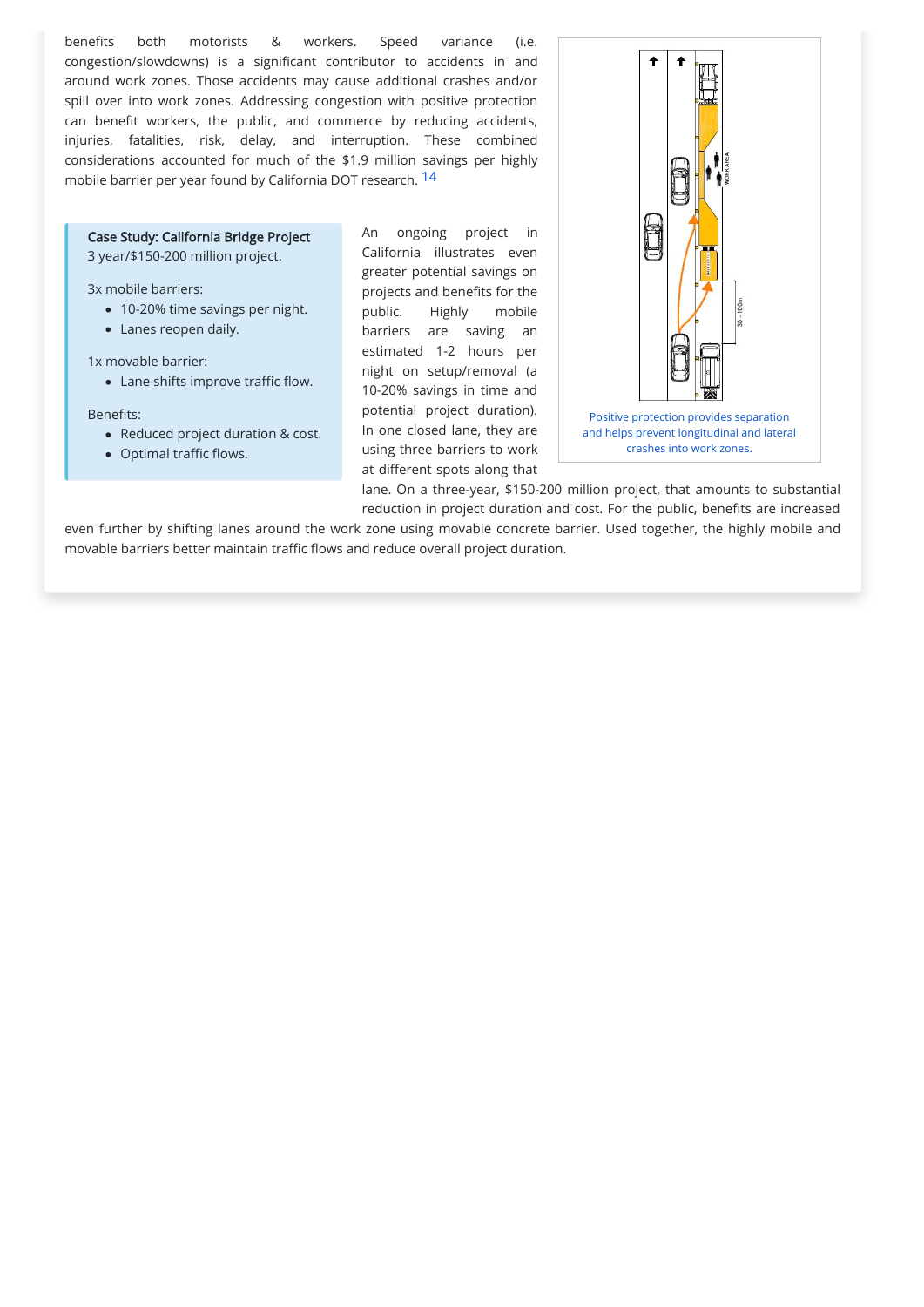benefits both motorists & workers. Speed variance (i.e. congestion/slowdowns) is a significant contributor to accidents in and around work zones. Those accidents may cause additional crashes and/or spill over into work zones. Addressing congestion with positive protection can benefit workers, the public, and commerce by reducing accidents, injuries, fatalities, risk, delay, and interruption. These combined considerations accounted for much of the $1.9 million savings per highly mobile barrier per year found by California DOT research. [14]

Positive protection provides separation and helps prevent longitudinal and lateral crashes into work zones.

> **Case Study: California Bridge Project**
> 3 year/$150-200 million project.
>
> 3x mobile barriers:
> - 10-20% time savings per night.
> - Lanes reopen daily.
>
> 1x movable barrier:
> - Lane shifts improve traffic flow.
>
> Benefits:
> - Reduced project duration & cost.
> - Optimal traffic flows.

An ongoing project in California illustrates even greater potential savings on projects and benefits for the public. Highly mobile barriers are saving an estimated 1-2 hours per night on setup/removal (a 10-20% savings in time and potential project duration). In one closed lane, they are using three barriers to work at different spots along that lane. On a three-year, $150-200 million project, that amounts to substantial reduction in project duration and cost. For the public, benefits are increased even further by shifting lanes around the work zone using movable concrete barrier. Used together, the highly mobile and movable barriers better maintain traffic flows and reduce overall project duration.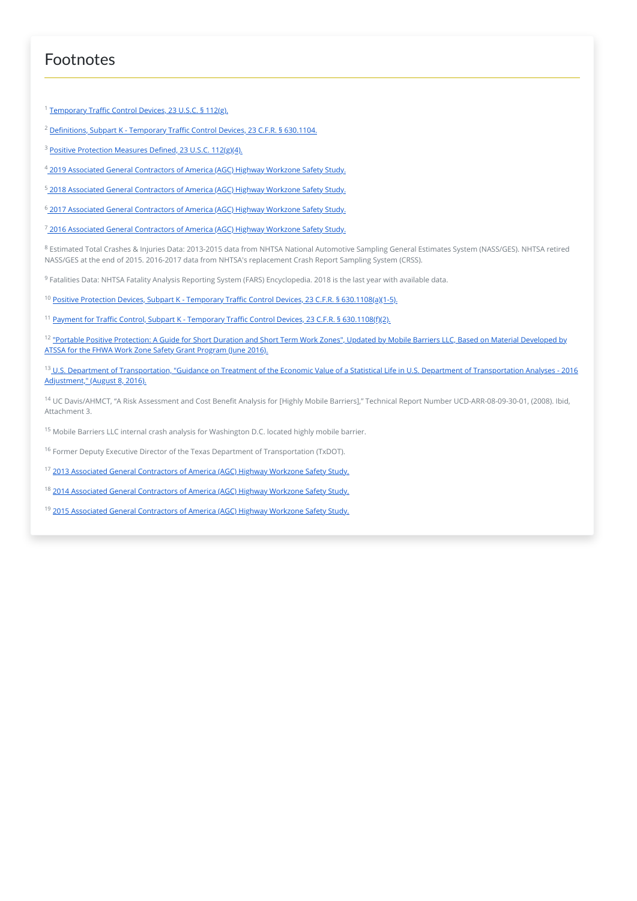# Footnotes

[1] Temporary Traffic Control Devices, 23 U.S.C. § 112(g).

[2] Definitions, Subpart K - Temporary Traffic Control Devices, 23 C.F.R. § 630.1104.

[3] Positive Protection Measures Defined, 23 U.S.C. 112(g)(4).

[4] 2019 Associated General Contractors of America (AGC) Highway Workzone Safety Study.

[5] 2018 Associated General Contractors of America (AGC) Highway Workzone Safety Study.

[6] 2017 Associated General Contractors of America (AGC) Highway Workzone Safety Study.

[7] 2016 Associated General Contractors of America (AGC) Highway Workzone Safety Study.

[8] Estimated Total Crashes & Injuries Data: 2013-2015 data from NHTSA National Automotive Sampling General Estimates System (NASS/GES). NHTSA retired NASS/GES at the end of 2015. 2016-2017 data from NHTSA's replacement Crash Report Sampling System (CRSS).

[9] Fatalities Data: NHTSA Fatality Analysis Reporting System (FARS) Encyclopedia. 2018 is the last year with available data.

[10] Positive Protection Devices, Subpart K - Temporary Traffic Control Devices, 23 C.F.R. § 630.1108(a)(1-5).

[11] Payment for Traffic Control, Subpart K - Temporary Traffic Control Devices, 23 C.F.R. § 630.1108(f)(2).

[12] "Portable Positive Protection: A Guide for Short Duration and Short Term Work Zones", Updated by Mobile Barriers LLC, Based on Material Developed by ATSSA for the FHWA Work Zone Safety Grant Program (June 2016).

[13] U.S. Department of Transportation, "Guidance on Treatment of the Economic Value of a Statistical Life in U.S. Department of Transportation Analyses - 2016 Adjustment," (August 8, 2016).

[14] UC Davis/AHMCT, "A Risk Assessment and Cost Benefit Analysis for [Highly Mobile Barriers]," Technical Report Number UCD-ARR-08-09-30-01, (2008). Ibid, Attachment 3.

[15] Mobile Barriers LLC internal crash analysis for Washington D.C. located highly mobile barrier.

[16] Former Deputy Executive Director of the Texas Department of Transportation (TxDOT).

[17] 2013 Associated General Contractors of America (AGC) Highway Workzone Safety Study.

[18] 2014 Associated General Contractors of America (AGC) Highway Workzone Safety Study.

[19] 2015 Associated General Contractors of America (AGC) Highway Workzone Safety Study.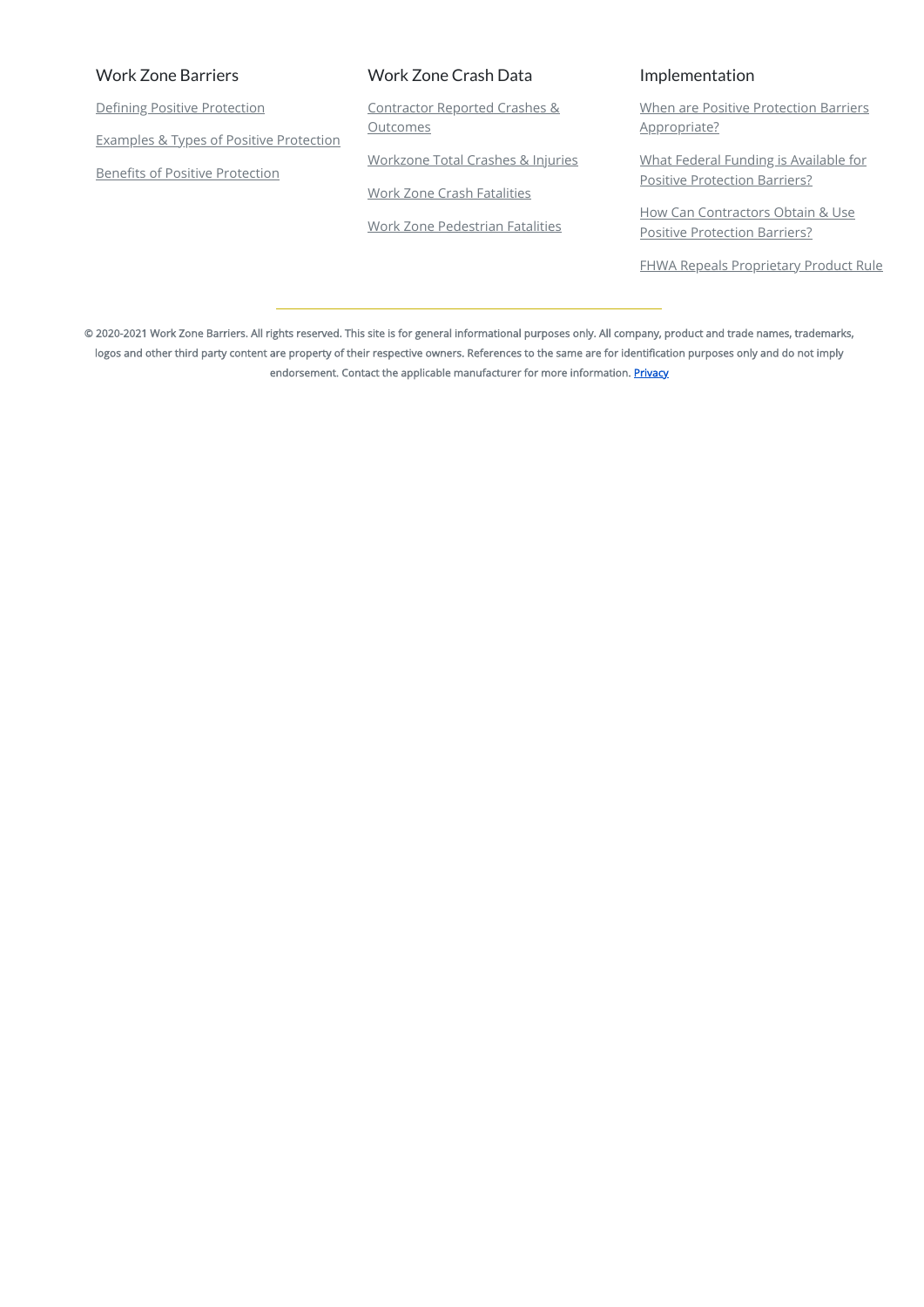Work Zone Barriers

Defining Positive Protection

Examples & Types of Positive Protection

Benefits of Positive Protection

Work Zone Crash Data

Contractor Reported Crashes & Outcomes

Workzone Total Crashes & Injuries

Work Zone Crash Fatalities

Work Zone Pedestrian Fatalities

Implementation

When are Positive Protection Barriers Appropriate?

What Federal Funding is Available for Positive Protection Barriers?

How Can Contractors Obtain & Use Positive Protection Barriers?

FHWA Repeals Proprietary Product Rule

---

© 2020-2021 Work Zone Barriers. All rights reserved. This site is for general informational purposes only. All company, product and trade names, trademarks, logos and other third party content are property of their respective owners. References to the same are for identification purposes only and do not imply endorsement. Contact the applicable manufacturer for more information. Privacy